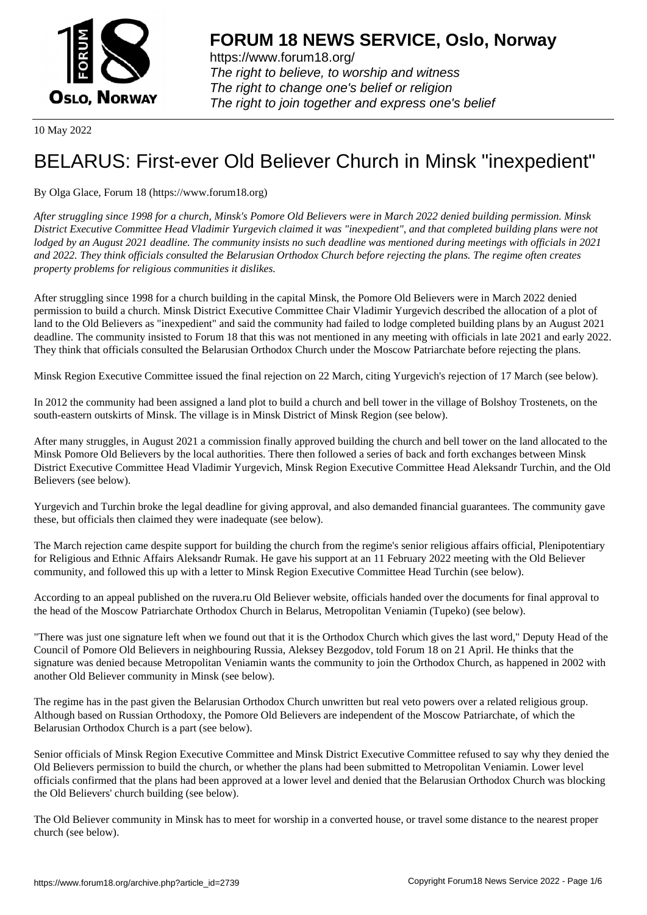# FORUM 18 NEWS SERVICE, Oslo, Norway

https://www.forum18.org/
*The right to believe, to worship and witness*
*The right to change one's belief or religion*
*The right to join together and express one's belief*

10 May 2022

# BELARUS: First-ever Old Believer Church in Minsk "inexpedient"

By Olga Glace, Forum 18 (https://www.forum18.org)

*After struggling since 1998 for a church, Minsk's Pomore Old Believers were in March 2022 denied building permission. Minsk District Executive Committee Head Vladimir Yurgevich claimed it was "inexpedient", and that completed building plans were not lodged by an August 2021 deadline. The community insists no such deadline was mentioned during meetings with officials in 2021 and 2022. They think officials consulted the Belarusian Orthodox Church before rejecting the plans. The regime often creates property problems for religious communities it dislikes.*

After struggling since 1998 for a church building in the capital Minsk, the Pomore Old Believers were in March 2022 denied permission to build a church. Minsk District Executive Committee Chair Vladimir Yurgevich described the allocation of a plot of land to the Old Believers as "inexpedient" and said the community had failed to lodge completed building plans by an August 2021 deadline. The community insisted to Forum 18 that this was not mentioned in any meeting with officials in late 2021 and early 2022. They think that officials consulted the Belarusian Orthodox Church under the Moscow Patriarchate before rejecting the plans.

Minsk Region Executive Committee issued the final rejection on 22 March, citing Yurgevich's rejection of 17 March (see below).

In 2012 the community had been assigned a land plot to build a church and bell tower in the village of Bolshoy Trostenets, on the south-eastern outskirts of Minsk. The village is in Minsk District of Minsk Region (see below).

After many struggles, in August 2021 a commission finally approved building the church and bell tower on the land allocated to the Minsk Pomore Old Believers by the local authorities. There then followed a series of back and forth exchanges between Minsk District Executive Committee Head Vladimir Yurgevich, Minsk Region Executive Committee Head Aleksandr Turchin, and the Old Believers (see below).

Yurgevich and Turchin broke the legal deadline for giving approval, and also demanded financial guarantees. The community gave these, but officials then claimed they were inadequate (see below).

The March rejection came despite support for building the church from the regime's senior religious affairs official, Plenipotentiary for Religious and Ethnic Affairs Aleksandr Rumak. He gave his support at an 11 February 2022 meeting with the Old Believer community, and followed this up with a letter to Minsk Region Executive Committee Head Turchin (see below).

According to an appeal published on the ruvera.ru Old Believer website, officials handed over the documents for final approval to the head of the Moscow Patriarchate Orthodox Church in Belarus, Metropolitan Veniamin (Tupeko) (see below).

"There was just one signature left when we found out that it is the Orthodox Church which gives the last word," Deputy Head of the Council of Pomore Old Believers in neighbouring Russia, Aleksey Bezgodov, told Forum 18 on 21 April. He thinks that the signature was denied because Metropolitan Veniamin wants the community to join the Orthodox Church, as happened in 2002 with another Old Believer community in Minsk (see below).

The regime has in the past given the Belarusian Orthodox Church unwritten but real veto powers over a related religious group. Although based on Russian Orthodoxy, the Pomore Old Believers are independent of the Moscow Patriarchate, of which the Belarusian Orthodox Church is a part (see below).

Senior officials of Minsk Region Executive Committee and Minsk District Executive Committee refused to say why they denied the Old Believers permission to build the church, or whether the plans had been submitted to Metropolitan Veniamin. Lower level officials confirmed that the plans had been approved at a lower level and denied that the Belarusian Orthodox Church was blocking the Old Believers' church building (see below).

The Old Believer community in Minsk has to meet for worship in a converted house, or travel some distance to the nearest proper church (see below).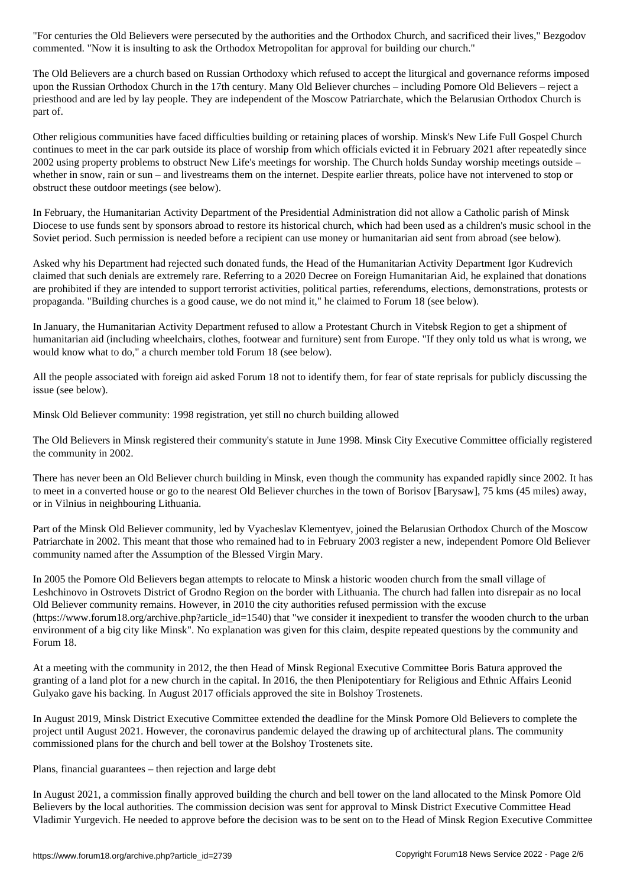"For centuries the Old Believers were persecuted by the authorities and the Orthodox Church, and sacrificed their lives," Bezgodov commented. "Now it is insulting to ask the Orthodox Metropolitan for approval for building our church."

The Old Believers are a church based on Russian Orthodoxy which refused to accept the liturgical and governance reforms imposed upon the Russian Orthodox Church in the 17th century. Many Old Believer churches – including Pomore Old Believers – reject a priesthood and are led by lay people. They are independent of the Moscow Patriarchate, which the Belarusian Orthodox Church is part of.

Other religious communities have faced difficulties building or retaining places of worship. Minsk's New Life Full Gospel Church continues to meet in the car park outside its place of worship from which officials evicted it in February 2021 after repeatedly since 2002 using property problems to obstruct New Life's meetings for worship. The Church holds Sunday worship meetings outside – whether in snow, rain or sun – and livestreams them on the internet. Despite earlier threats, police have not intervened to stop or obstruct these outdoor meetings (see below).

In February, the Humanitarian Activity Department of the Presidential Administration did not allow a Catholic parish of Minsk Diocese to use funds sent by sponsors abroad to restore its historical church, which had been used as a children's music school in the Soviet period. Such permission is needed before a recipient can use money or humanitarian aid sent from abroad (see below).

Asked why his Department had rejected such donated funds, the Head of the Humanitarian Activity Department Igor Kudrevich claimed that such denials are extremely rare. Referring to a 2020 Decree on Foreign Humanitarian Aid, he explained that donations are prohibited if they are intended to support terrorist activities, political parties, referendums, elections, demonstrations, protests or propaganda. "Building churches is a good cause, we do not mind it," he claimed to Forum 18 (see below).

In January, the Humanitarian Activity Department refused to allow a Protestant Church in Vitebsk Region to get a shipment of humanitarian aid (including wheelchairs, clothes, footwear and furniture) sent from Europe. "If they only told us what is wrong, we would know what to do," a church member told Forum 18 (see below).

All the people associated with foreign aid asked Forum 18 not to identify them, for fear of state reprisals for publicly discussing the issue (see below).

## Minsk Old Believer community: 1998 registration, yet still no church building allowed

The Old Believers in Minsk registered their community's statute in June 1998. Minsk City Executive Committee officially registered the community in 2002.

There has never been an Old Believer church building in Minsk, even though the community has expanded rapidly since 2002. It has to meet in a converted house or go to the nearest Old Believer churches in the town of Borisov [Barysaw], 75 kms (45 miles) away, or in Vilnius in neighbouring Lithuania.

Part of the Minsk Old Believer community, led by Vyacheslav Klementyev, joined the Belarusian Orthodox Church of the Moscow Patriarchate in 2002. This meant that those who remained had to in February 2003 register a new, independent Pomore Old Believer community named after the Assumption of the Blessed Virgin Mary.

In 2005 the Pomore Old Believers began attempts to relocate to Minsk a historic wooden church from the small village of Leshchinovo in Ostrovets District of Grodno Region on the border with Lithuania. The church had fallen into disrepair as no local Old Believer community remains. However, in 2010 the city authorities refused permission with the excuse (https://www.forum18.org/archive.php?article_id=1540) that "we consider it inexpedient to transfer the wooden church to the urban environment of a big city like Minsk". No explanation was given for this claim, despite repeated questions by the community and Forum 18.

At a meeting with the community in 2012, the then Head of Minsk Regional Executive Committee Boris Batura approved the granting of a land plot for a new church in the capital. In 2016, the then Plenipotentiary for Religious and Ethnic Affairs Leonid Gulyako gave his backing. In August 2017 officials approved the site in Bolshoy Trostenets.

In August 2019, Minsk District Executive Committee extended the deadline for the Minsk Pomore Old Believers to complete the project until August 2021. However, the coronavirus pandemic delayed the drawing up of architectural plans. The community commissioned plans for the church and bell tower at the Bolshoy Trostenets site.

## Plans, financial guarantees – then rejection and large debt

In August 2021, a commission finally approved building the church and bell tower on the land allocated to the Minsk Pomore Old Believers by the local authorities. The commission decision was sent for approval to Minsk District Executive Committee Head Vladimir Yurgevich. He needed to approve before the decision was to be sent on to the Head of Minsk Region Executive Committee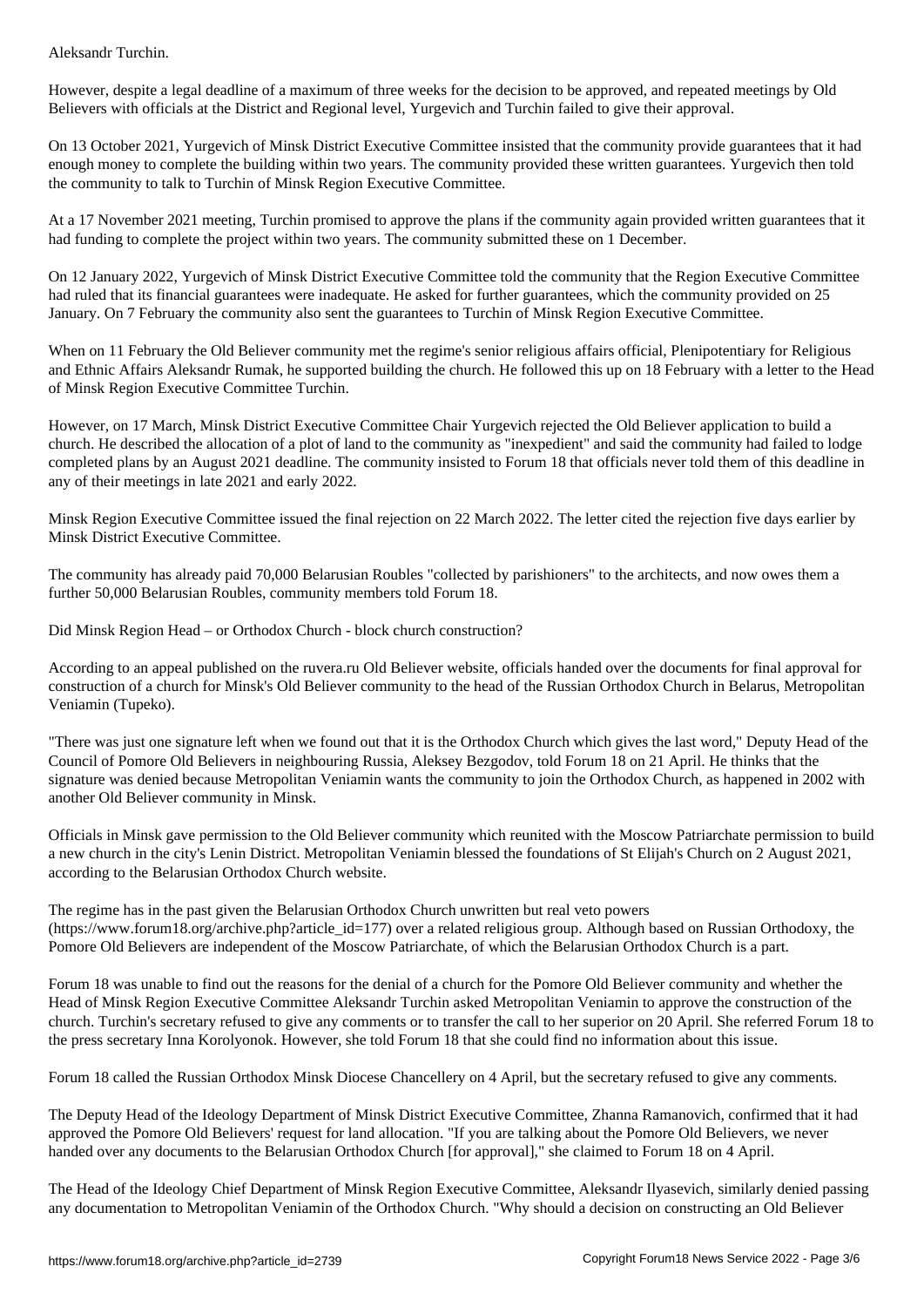Aleksandr Turchin.

However, despite a legal deadline of a maximum of three weeks for the decision to be approved, and repeated meetings by Old Believers with officials at the District and Regional level, Yurgevich and Turchin failed to give their approval.

On 13 October 2021, Yurgevich of Minsk District Executive Committee insisted that the community provide guarantees that it had enough money to complete the building within two years. The community provided these written guarantees. Yurgevich then told the community to talk to Turchin of Minsk Region Executive Committee.

At a 17 November 2021 meeting, Turchin promised to approve the plans if the community again provided written guarantees that it had funding to complete the project within two years. The community submitted these on 1 December.

On 12 January 2022, Yurgevich of Minsk District Executive Committee told the community that the Region Executive Committee had ruled that its financial guarantees were inadequate. He asked for further guarantees, which the community provided on 25 January. On 7 February the community also sent the guarantees to Turchin of Minsk Region Executive Committee.

When on 11 February the Old Believer community met the regime's senior religious affairs official, Plenipotentiary for Religious and Ethnic Affairs Aleksandr Rumak, he supported building the church. He followed this up on 18 February with a letter to the Head of Minsk Region Executive Committee Turchin.

However, on 17 March, Minsk District Executive Committee Chair Yurgevich rejected the Old Believer application to build a church. He described the allocation of a plot of land to the community as "inexpedient" and said the community had failed to lodge completed plans by an August 2021 deadline. The community insisted to Forum 18 that officials never told them of this deadline in any of their meetings in late 2021 and early 2022.

Minsk Region Executive Committee issued the final rejection on 22 March 2022. The letter cited the rejection five days earlier by Minsk District Executive Committee.

The community has already paid 70,000 Belarusian Roubles "collected by parishioners" to the architects, and now owes them a further 50,000 Belarusian Roubles, community members told Forum 18.

## Did Minsk Region Head – or Orthodox Church - block church construction?

According to an appeal published on the ruvera.ru Old Believer website, officials handed over the documents for final approval for construction of a church for Minsk's Old Believer community to the head of the Russian Orthodox Church in Belarus, Metropolitan Veniamin (Tupeko).

"There was just one signature left when we found out that it is the Orthodox Church which gives the last word," Deputy Head of the Council of Pomore Old Believers in neighbouring Russia, Aleksey Bezgodov, told Forum 18 on 21 April. He thinks that the signature was denied because Metropolitan Veniamin wants the community to join the Orthodox Church, as happened in 2002 with another Old Believer community in Minsk.

Officials in Minsk gave permission to the Old Believer community which reunited with the Moscow Patriarchate permission to build a new church in the city's Lenin District. Metropolitan Veniamin blessed the foundations of St Elijah's Church on 2 August 2021, according to the Belarusian Orthodox Church website.

The regime has in the past given the Belarusian Orthodox Church unwritten but real veto powers (https://www.forum18.org/archive.php?article_id=177) over a related religious group. Although based on Russian Orthodoxy, the Pomore Old Believers are independent of the Moscow Patriarchate, of which the Belarusian Orthodox Church is a part.

Forum 18 was unable to find out the reasons for the denial of a church for the Pomore Old Believer community and whether the Head of Minsk Region Executive Committee Aleksandr Turchin asked Metropolitan Veniamin to approve the construction of the church. Turchin's secretary refused to give any comments or to transfer the call to her superior on 20 April. She referred Forum 18 to the press secretary Inna Korolyonok. However, she told Forum 18 that she could find no information about this issue.

Forum 18 called the Russian Orthodox Minsk Diocese Chancellery on 4 April, but the secretary refused to give any comments.

The Deputy Head of the Ideology Department of Minsk District Executive Committee, Zhanna Ramanovich, confirmed that it had approved the Pomore Old Believers' request for land allocation. "If you are talking about the Pomore Old Believers, we never handed over any documents to the Belarusian Orthodox Church [for approval]," she claimed to Forum 18 on 4 April.

The Head of the Ideology Chief Department of Minsk Region Executive Committee, Aleksandr Ilyasevich, similarly denied passing any documentation to Metropolitan Veniamin of the Orthodox Church. "Why should a decision on constructing an Old Believer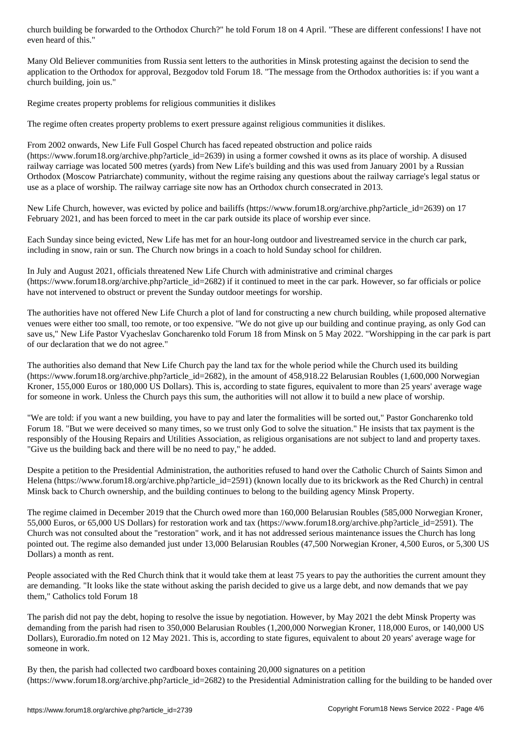church building be forwarded to the Orthodox Church?" he told Forum 18 on 4 April. "These are different confessions! I have not even heard of this."

Many Old Believer communities from Russia sent letters to the authorities in Minsk protesting against the decision to send the application to the Orthodox for approval, Bezgodov told Forum 18. "The message from the Orthodox authorities is: if you want a church building, join us."

## Regime creates property problems for religious communities it dislikes

The regime often creates property problems to exert pressure against religious communities it dislikes.

From 2002 onwards, New Life Full Gospel Church has faced repeated obstruction and police raids (https://www.forum18.org/archive.php?article_id=2639) in using a former cowshed it owns as its place of worship. A disused railway carriage was located 500 metres (yards) from New Life's building and this was used from January 2001 by a Russian Orthodox (Moscow Patriarchate) community, without the regime raising any questions about the railway carriage's legal status or use as a place of worship. The railway carriage site now has an Orthodox church consecrated in 2013.

New Life Church, however, was evicted by police and bailiffs (https://www.forum18.org/archive.php?article_id=2639) on 17 February 2021, and has been forced to meet in the car park outside its place of worship ever since.

Each Sunday since being evicted, New Life has met for an hour-long outdoor and livestreamed service in the church car park, including in snow, rain or sun. The Church now brings in a coach to hold Sunday school for children.

In July and August 2021, officials threatened New Life Church with administrative and criminal charges (https://www.forum18.org/archive.php?article_id=2682) if it continued to meet in the car park. However, so far officials or police have not intervened to obstruct or prevent the Sunday outdoor meetings for worship.

The authorities have not offered New Life Church a plot of land for constructing a new church building, while proposed alternative venues were either too small, too remote, or too expensive. "We do not give up our building and continue praying, as only God can save us," New Life Pastor Vyacheslav Goncharenko told Forum 18 from Minsk on 5 May 2022. "Worshipping in the car park is part of our declaration that we do not agree."

The authorities also demand that New Life Church pay the land tax for the whole period while the Church used its building (https://www.forum18.org/archive.php?article_id=2682), in the amount of 458,918.22 Belarusian Roubles (1,600,000 Norwegian Kroner, 155,000 Euros or 180,000 US Dollars). This is, according to state figures, equivalent to more than 25 years' average wage for someone in work. Unless the Church pays this sum, the authorities will not allow it to build a new place of worship.

"We are told: if you want a new building, you have to pay and later the formalities will be sorted out," Pastor Goncharenko told Forum 18. "But we were deceived so many times, so we trust only God to solve the situation." He insists that tax payment is the responsibly of the Housing Repairs and Utilities Association, as religious organisations are not subject to land and property taxes. "Give us the building back and there will be no need to pay," he added.

Despite a petition to the Presidential Administration, the authorities refused to hand over the Catholic Church of Saints Simon and Helena (https://www.forum18.org/archive.php?article_id=2591) (known locally due to its brickwork as the Red Church) in central Minsk back to Church ownership, and the building continues to belong to the building agency Minsk Property.

The regime claimed in December 2019 that the Church owed more than 160,000 Belarusian Roubles (585,000 Norwegian Kroner, 55,000 Euros, or 65,000 US Dollars) for restoration work and tax (https://www.forum18.org/archive.php?article_id=2591). The Church was not consulted about the "restoration" work, and it has not addressed serious maintenance issues the Church has long pointed out. The regime also demanded just under 13,000 Belarusian Roubles (47,500 Norwegian Kroner, 4,500 Euros, or 5,300 US Dollars) a month as rent.

People associated with the Red Church think that it would take them at least 75 years to pay the authorities the current amount they are demanding. "It looks like the state without asking the parish decided to give us a large debt, and now demands that we pay them," Catholics told Forum 18

The parish did not pay the debt, hoping to resolve the issue by negotiation. However, by May 2021 the debt Minsk Property was demanding from the parish had risen to 350,000 Belarusian Roubles (1,200,000 Norwegian Kroner, 118,000 Euros, or 140,000 US Dollars), Euroradio.fm noted on 12 May 2021. This is, according to state figures, equivalent to about 20 years' average wage for someone in work.

By then, the parish had collected two cardboard boxes containing 20,000 signatures on a petition (https://www.forum18.org/archive.php?article_id=2682) to the Presidential Administration calling for the building to be handed over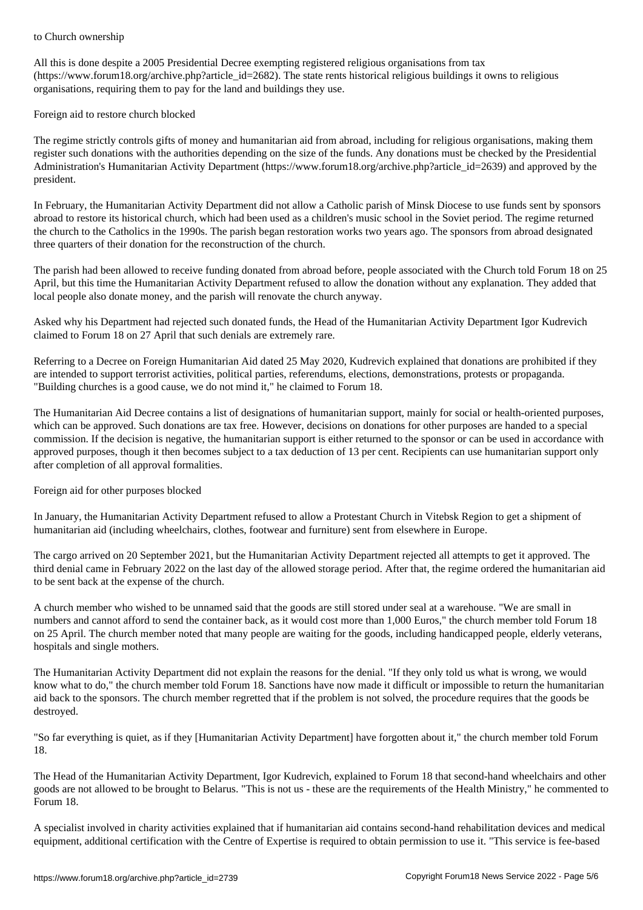to Church ownership

All this is done despite a 2005 Presidential Decree exempting registered religious organisations from tax (https://www.forum18.org/archive.php?article_id=2682). The state rents historical religious buildings it owns to religious organisations, requiring them to pay for the land and buildings they use.

## Foreign aid to restore church blocked

The regime strictly controls gifts of money and humanitarian aid from abroad, including for religious organisations, making them register such donations with the authorities depending on the size of the funds. Any donations must be checked by the Presidential Administration's Humanitarian Activity Department (https://www.forum18.org/archive.php?article_id=2639) and approved by the president.

In February, the Humanitarian Activity Department did not allow a Catholic parish of Minsk Diocese to use funds sent by sponsors abroad to restore its historical church, which had been used as a children's music school in the Soviet period. The regime returned the church to the Catholics in the 1990s. The parish began restoration works two years ago. The sponsors from abroad designated three quarters of their donation for the reconstruction of the church.

The parish had been allowed to receive funding donated from abroad before, people associated with the Church told Forum 18 on 25 April, but this time the Humanitarian Activity Department refused to allow the donation without any explanation. They added that local people also donate money, and the parish will renovate the church anyway.

Asked why his Department had rejected such donated funds, the Head of the Humanitarian Activity Department Igor Kudrevich claimed to Forum 18 on 27 April that such denials are extremely rare.

Referring to a Decree on Foreign Humanitarian Aid dated 25 May 2020, Kudrevich explained that donations are prohibited if they are intended to support terrorist activities, political parties, referendums, elections, demonstrations, protests or propaganda. "Building churches is a good cause, we do not mind it," he claimed to Forum 18.

The Humanitarian Aid Decree contains a list of designations of humanitarian support, mainly for social or health-oriented purposes, which can be approved. Such donations are tax free. However, decisions on donations for other purposes are handed to a special commission. If the decision is negative, the humanitarian support is either returned to the sponsor or can be used in accordance with approved purposes, though it then becomes subject to a tax deduction of 13 per cent. Recipients can use humanitarian support only after completion of all approval formalities.

## Foreign aid for other purposes blocked

In January, the Humanitarian Activity Department refused to allow a Protestant Church in Vitebsk Region to get a shipment of humanitarian aid (including wheelchairs, clothes, footwear and furniture) sent from elsewhere in Europe.

The cargo arrived on 20 September 2021, but the Humanitarian Activity Department rejected all attempts to get it approved. The third denial came in February 2022 on the last day of the allowed storage period. After that, the regime ordered the humanitarian aid to be sent back at the expense of the church.

A church member who wished to be unnamed said that the goods are still stored under seal at a warehouse. "We are small in numbers and cannot afford to send the container back, as it would cost more than 1,000 Euros," the church member told Forum 18 on 25 April. The church member noted that many people are waiting for the goods, including handicapped people, elderly veterans, hospitals and single mothers.

The Humanitarian Activity Department did not explain the reasons for the denial. "If they only told us what is wrong, we would know what to do," the church member told Forum 18. Sanctions have now made it difficult or impossible to return the humanitarian aid back to the sponsors. The church member regretted that if the problem is not solved, the procedure requires that the goods be destroyed.

"So far everything is quiet, as if they [Humanitarian Activity Department] have forgotten about it," the church member told Forum 18.

The Head of the Humanitarian Activity Department, Igor Kudrevich, explained to Forum 18 that second-hand wheelchairs and other goods are not allowed to be brought to Belarus. "This is not us - these are the requirements of the Health Ministry," he commented to Forum 18.

A specialist involved in charity activities explained that if humanitarian aid contains second-hand rehabilitation devices and medical equipment, additional certification with the Centre of Expertise is required to obtain permission to use it. "This service is fee-based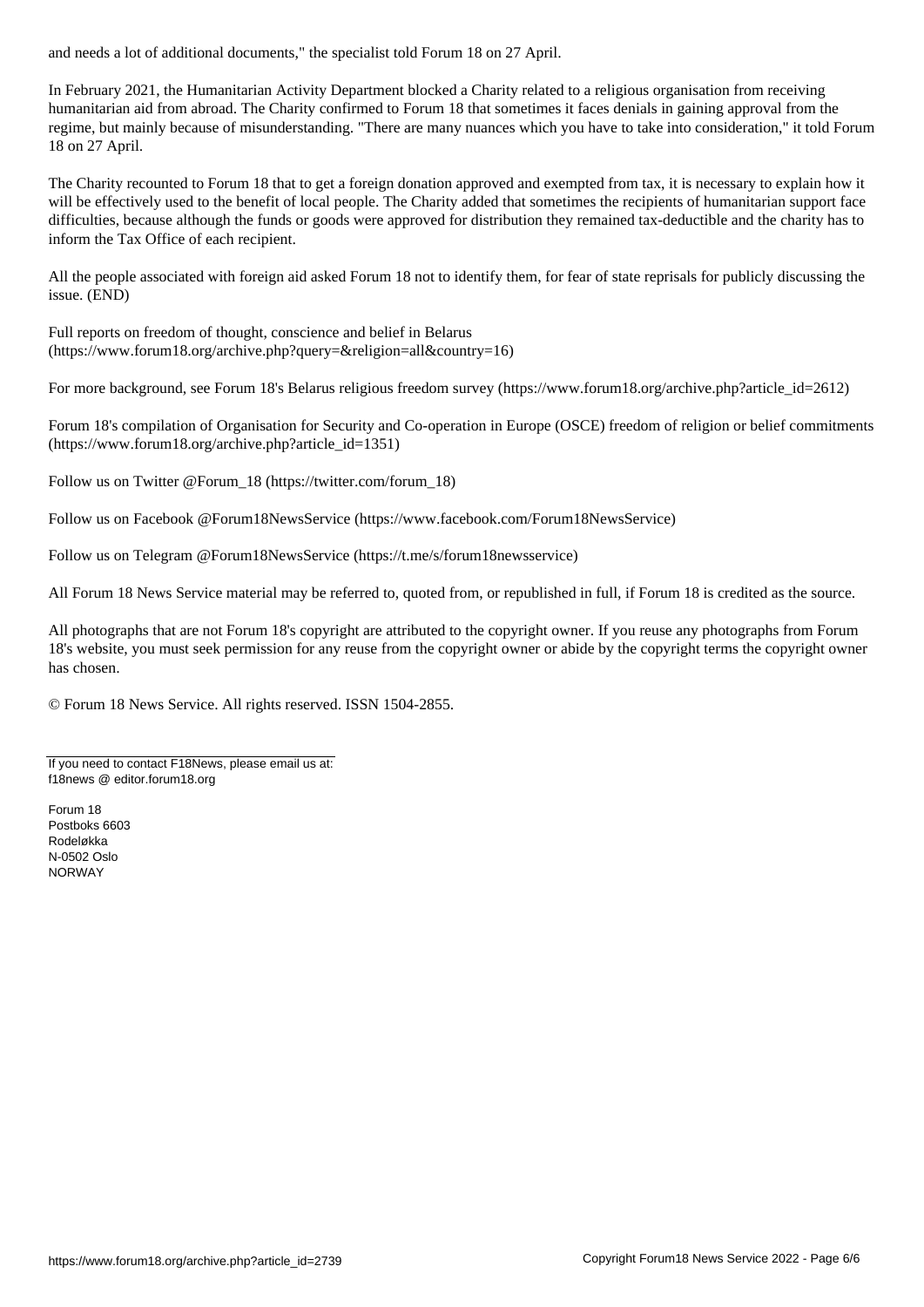and needs a lot of additional documents," the specialist told Forum 18 on 27 April.

In February 2021, the Humanitarian Activity Department blocked a Charity related to a religious organisation from receiving humanitarian aid from abroad. The Charity confirmed to Forum 18 that sometimes it faces denials in gaining approval from the regime, but mainly because of misunderstanding. "There are many nuances which you have to take into consideration," it told Forum 18 on 27 April.

The Charity recounted to Forum 18 that to get a foreign donation approved and exempted from tax, it is necessary to explain how it will be effectively used to the benefit of local people. The Charity added that sometimes the recipients of humanitarian support face difficulties, because although the funds or goods were approved for distribution they remained tax-deductible and the charity has to inform the Tax Office of each recipient.

All the people associated with foreign aid asked Forum 18 not to identify them, for fear of state reprisals for publicly discussing the issue. (END)

Full reports on freedom of thought, conscience and belief in Belarus (https://www.forum18.org/archive.php?query=&religion=all&country=16)

For more background, see Forum 18's Belarus religious freedom survey (https://www.forum18.org/archive.php?article_id=2612)

Forum 18's compilation of Organisation for Security and Co-operation in Europe (OSCE) freedom of religion or belief commitments (https://www.forum18.org/archive.php?article_id=1351)

Follow us on Twitter @Forum_18 (https://twitter.com/forum_18)

Follow us on Facebook @Forum18NewsService (https://www.facebook.com/Forum18NewsService)

Follow us on Telegram @Forum18NewsService (https://t.me/s/forum18newsservice)

All Forum 18 News Service material may be referred to, quoted from, or republished in full, if Forum 18 is credited as the source.

All photographs that are not Forum 18's copyright are attributed to the copyright owner. If you reuse any photographs from Forum 18's website, you must seek permission for any reuse from the copyright owner or abide by the copyright terms the copyright owner has chosen.

© Forum 18 News Service. All rights reserved. ISSN 1504-2855.

If you need to contact F18News, please email us at:
f18news @ editor.forum18.org

Forum 18
Postboks 6603
Rodeløkka
N-0502 Oslo
NORWAY